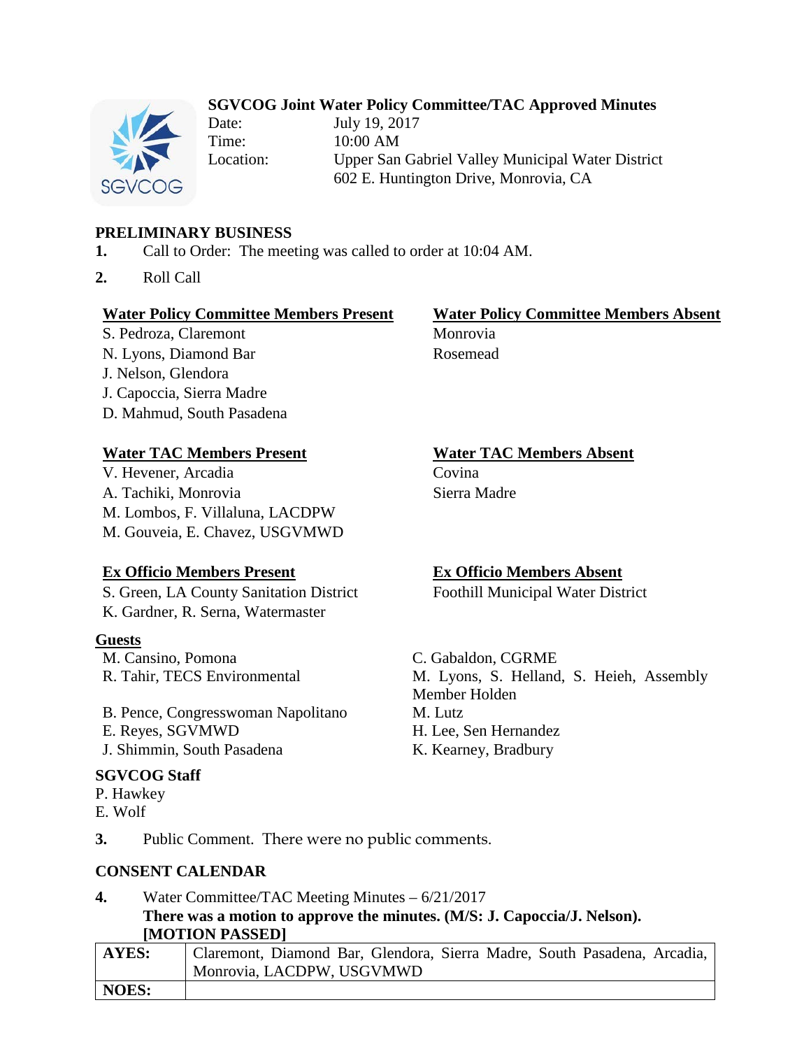# SGVCOG Joint Water Policy Committee/TAC Approved Minutes

Date: July 19, 2017
Time: 10:00 AM
Location: Upper San Gabriel Valley Municipal Water District
602 E. Huntington Drive, Monrovia, CA

## PRELIMINARY BUSINESS

**1.** Call to Order: The meeting was called to order at 10:04 AM.

**2.** Roll Call

**Water Policy Committee Members Present**
S. Pedroza, Claremont
N. Lyons, Diamond Bar
J. Nelson, Glendora
J. Capoccia, Sierra Madre
D. Mahmud, South Pasadena

**Water Policy Committee Members Absent**
Monrovia
Rosemead

**Water TAC Members Present**
V. Hevener, Arcadia
A. Tachiki, Monrovia
M. Lombos, F. Villaluna, LACDPW
M. Gouveia, E. Chavez, USGVMWD

**Water TAC Members Absent**
Covina
Sierra Madre

**Ex Officio Members Present**
S. Green, LA County Sanitation District
K. Gardner, R. Serna, Watermaster

**Ex Officio Members Absent**
Foothill Municipal Water District

**Guests**
M. Cansino, Pomona
R. Tahir, TECS Environmental
B. Pence, Congresswoman Napolitano
E. Reyes, SGVMWD
J. Shimmin, South Pasadena
C. Gabaldon, CGRME
M. Lyons, S. Helland, S. Heieh, Assembly Member Holden
M. Lutz
H. Lee, Sen Hernandez
K. Kearney, Bradbury

**SGVCOG Staff**
P. Hawkey
E. Wolf

**3.** Public Comment. There were no public comments.

## CONSENT CALENDAR

**4.** Water Committee/TAC Meeting Minutes – 6/21/2017
**There was a motion to approve the minutes. (M/S: J. Capoccia/J. Nelson).**
**[MOTION PASSED]**

| | |
|---|---|
| **AYES:** | Claremont, Diamond Bar, Glendora, Sierra Madre, South Pasadena, Arcadia, Monrovia, LACDPW, USGVMWD |
| **NOES:** | |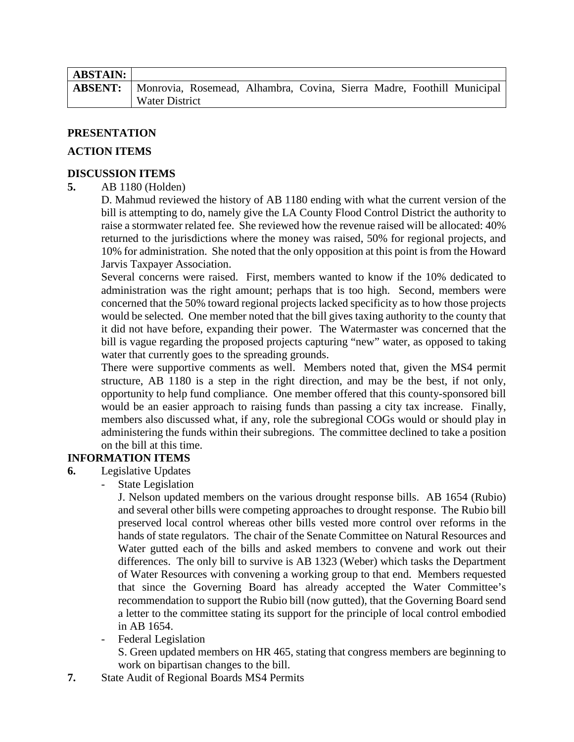| ABSTAIN: | |
|---|---|
| **ABSENT:** | Monrovia, Rosemead, Alhambra, Covina, Sierra Madre, Foothill Municipal Water District |

**PRESENTATION**

**ACTION ITEMS**

**DISCUSSION ITEMS**

**5.** AB 1180 (Holden)

D. Mahmud reviewed the history of AB 1180 ending with what the current version of the bill is attempting to do, namely give the LA County Flood Control District the authority to raise a stormwater related fee. She reviewed how the revenue raised will be allocated: 40% returned to the jurisdictions where the money was raised, 50% for regional projects, and 10% for administration. She noted that the only opposition at this point is from the Howard Jarvis Taxpayer Association.

Several concerns were raised. First, members wanted to know if the 10% dedicated to administration was the right amount; perhaps that is too high. Second, members were concerned that the 50% toward regional projects lacked specificity as to how those projects would be selected. One member noted that the bill gives taxing authority to the county that it did not have before, expanding their power. The Watermaster was concerned that the bill is vague regarding the proposed projects capturing "new" water, as opposed to taking water that currently goes to the spreading grounds.

There were supportive comments as well. Members noted that, given the MS4 permit structure, AB 1180 is a step in the right direction, and may be the best, if not only, opportunity to help fund compliance. One member offered that this county-sponsored bill would be an easier approach to raising funds than passing a city tax increase. Finally, members also discussed what, if any, role the subregional COGs would or should play in administering the funds within their subregions. The committee declined to take a position on the bill at this time.

**INFORMATION ITEMS**

**6.** Legislative Updates

- State Legislation

  J. Nelson updated members on the various drought response bills. AB 1654 (Rubio) and several other bills were competing approaches to drought response. The Rubio bill preserved local control whereas other bills vested more control over reforms in the hands of state regulators. The chair of the Senate Committee on Natural Resources and Water gutted each of the bills and asked members to convene and work out their differences. The only bill to survive is AB 1323 (Weber) which tasks the Department of Water Resources with convening a working group to that end. Members requested that since the Governing Board has already accepted the Water Committee's recommendation to support the Rubio bill (now gutted), that the Governing Board send a letter to the committee stating its support for the principle of local control embodied in AB 1654.

- Federal Legislation

  S. Green updated members on HR 465, stating that congress members are beginning to work on bipartisan changes to the bill.

**7.** State Audit of Regional Boards MS4 Permits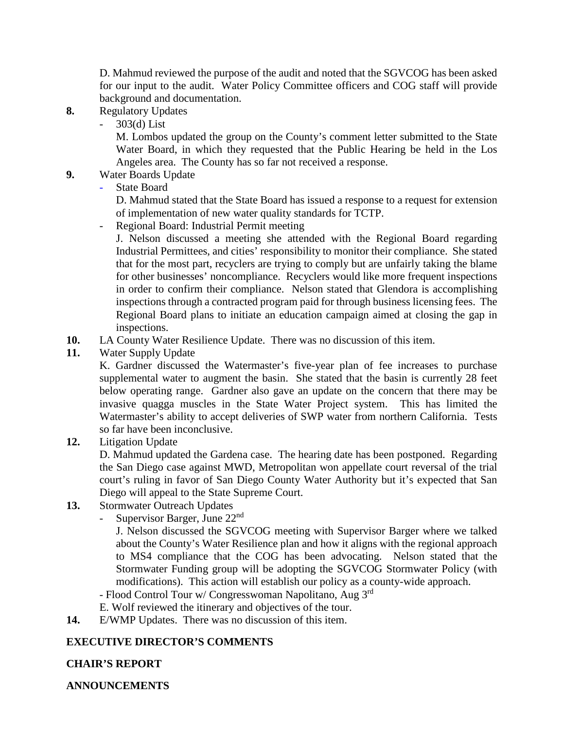D. Mahmud reviewed the purpose of the audit and noted that the SGVCOG has been asked for our input to the audit. Water Policy Committee officers and COG staff will provide background and documentation.

**8.** Regulatory Updates

- 303(d) List

  M. Lombos updated the group on the County's comment letter submitted to the State Water Board, in which they requested that the Public Hearing be held in the Los Angeles area. The County has so far not received a response.

**9.** Water Boards Update

- State Board

  D. Mahmud stated that the State Board has issued a response to a request for extension of implementation of new water quality standards for TCTP.

- Regional Board: Industrial Permit meeting

  J. Nelson discussed a meeting she attended with the Regional Board regarding Industrial Permittees, and cities' responsibility to monitor their compliance. She stated that for the most part, recyclers are trying to comply but are unfairly taking the blame for other businesses' noncompliance. Recyclers would like more frequent inspections in order to confirm their compliance. Nelson stated that Glendora is accomplishing inspections through a contracted program paid for through business licensing fees. The Regional Board plans to initiate an education campaign aimed at closing the gap in inspections.

**10.** LA County Water Resilience Update. There was no discussion of this item.

**11.** Water Supply Update

K. Gardner discussed the Watermaster's five-year plan of fee increases to purchase supplemental water to augment the basin. She stated that the basin is currently 28 feet below operating range. Gardner also gave an update on the concern that there may be invasive quagga muscles in the State Water Project system. This has limited the Watermaster's ability to accept deliveries of SWP water from northern California. Tests so far have been inconclusive.

**12.** Litigation Update

D. Mahmud updated the Gardena case. The hearing date has been postponed. Regarding the San Diego case against MWD, Metropolitan won appellate court reversal of the trial court's ruling in favor of San Diego County Water Authority but it's expected that San Diego will appeal to the State Supreme Court.

**13.** Stormwater Outreach Updates

- Supervisor Barger, June 22nd

  J. Nelson discussed the SGVCOG meeting with Supervisor Barger where we talked about the County's Water Resilience plan and how it aligns with the regional approach to MS4 compliance that the COG has been advocating. Nelson stated that the Stormwater Funding group will be adopting the SGVCOG Stormwater Policy (with modifications). This action will establish our policy as a county-wide approach.

- Flood Control Tour w/ Congresswoman Napolitano, Aug 3rd

  E. Wolf reviewed the itinerary and objectives of the tour.

**14.** E/WMP Updates. There was no discussion of this item.

**EXECUTIVE DIRECTOR'S COMMENTS**

**CHAIR'S REPORT**

**ANNOUNCEMENTS**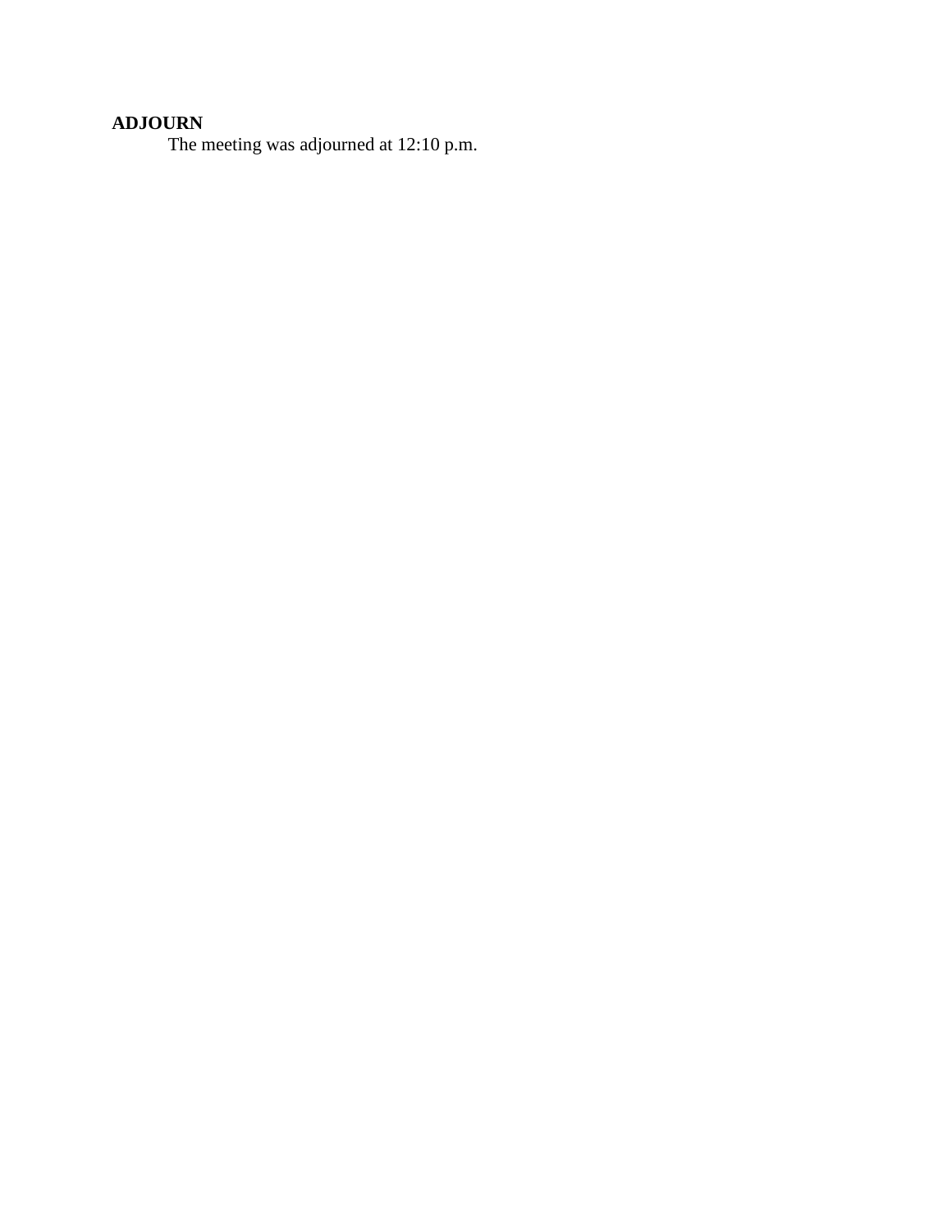**ADJOURN**

The meeting was adjourned at 12:10 p.m.